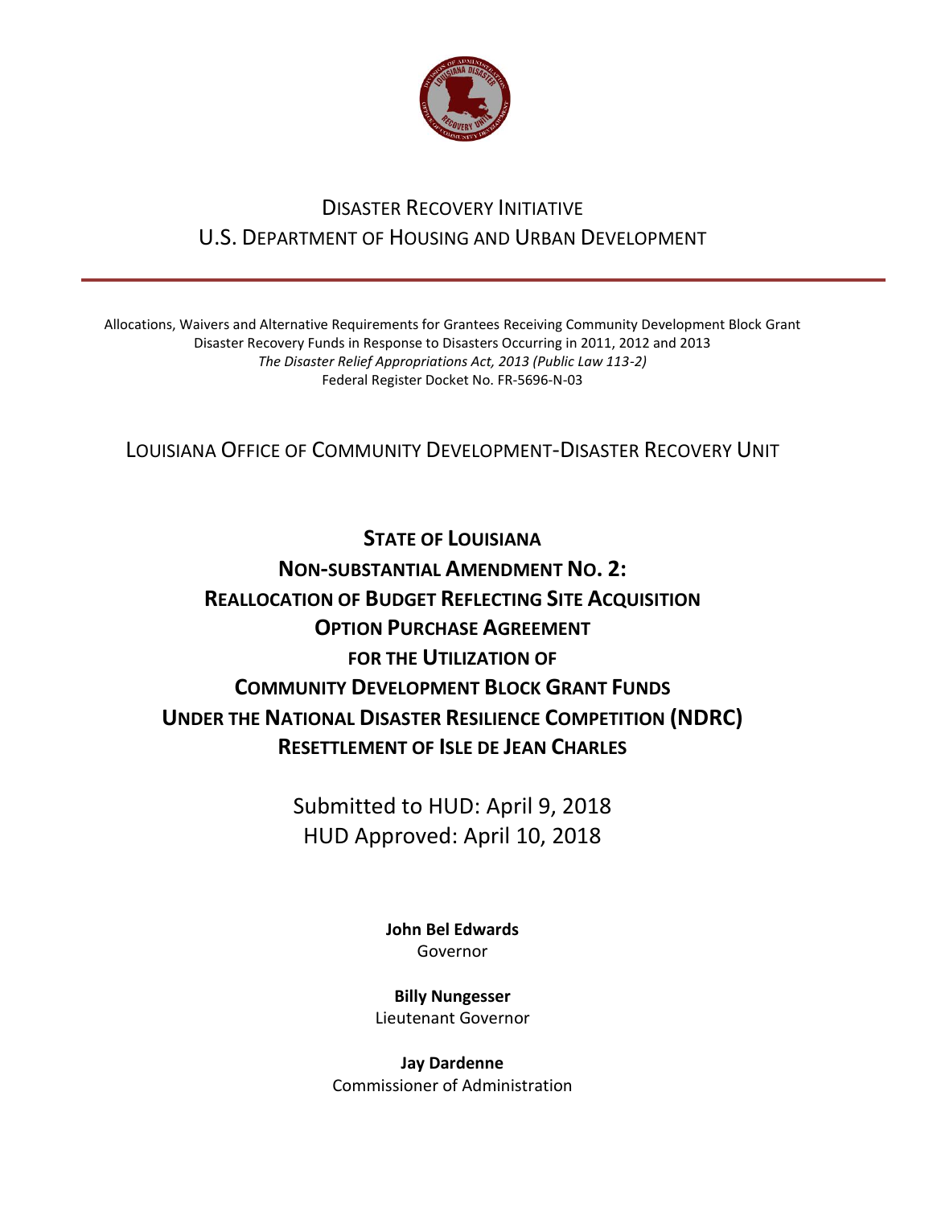Disaster Recovery Initiative
U.S. Department of Housing and Urban Development

---

Allocations, Waivers and Alternative Requirements for Grantees Receiving Community Development Block Grant Disaster Recovery Funds in Response to Disasters Occurring in 2011, 2012 and 2013
*The Disaster Relief Appropriations Act, 2013 (Public Law 113-2)*
Federal Register Docket No. FR-5696-N-03

Louisiana Office of Community Development-Disaster Recovery Unit

# State of Louisiana
# Non-substantial Amendment No. 2:
# Reallocation of Budget Reflecting Site Acquisition Option Purchase Agreement for the Utilization of Community Development Block Grant Funds Under the National Disaster Resilience Competition (NDRC) Resettlement of Isle de Jean Charles

Submitted to HUD: April 9, 2018
HUD Approved: April 10, 2018

**John Bel Edwards**
Governor

**Billy Nungesser**
Lieutenant Governor

**Jay Dardenne**
Commissioner of Administration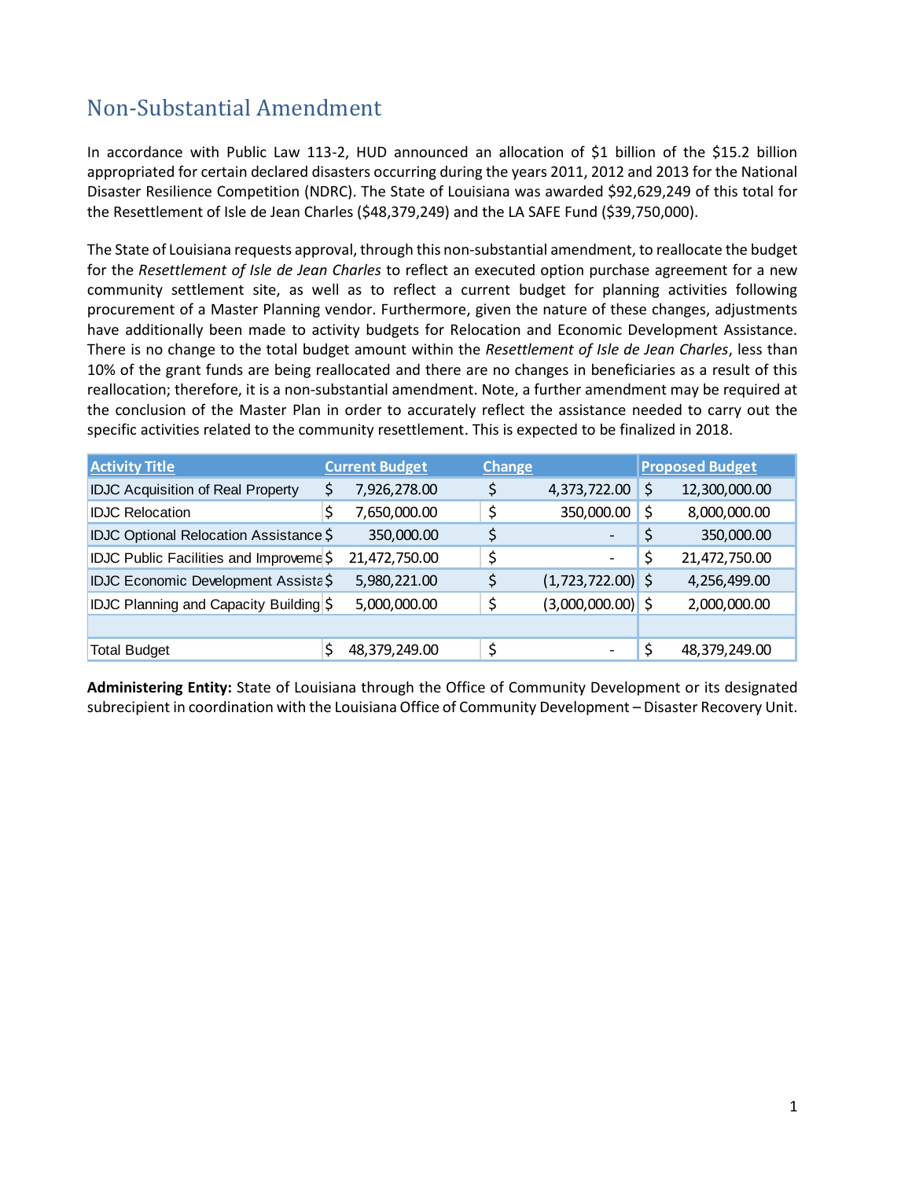## Non-Substantial Amendment

In accordance with Public Law 113-2, HUD announced an allocation of $1 billion of the $15.2 billion appropriated for certain declared disasters occurring during the years 2011, 2012 and 2013 for the National Disaster Resilience Competition (NDRC). The State of Louisiana was awarded $92,629,249 of this total for the Resettlement of Isle de Jean Charles ($48,379,249) and the LA SAFE Fund ($39,750,000).

The State of Louisiana requests approval, through this non-substantial amendment, to reallocate the budget for the *Resettlement of Isle de Jean Charles* to reflect an executed option purchase agreement for a new community settlement site, as well as to reflect a current budget for planning activities following procurement of a Master Planning vendor. Furthermore, given the nature of these changes, adjustments have additionally been made to activity budgets for Relocation and Economic Development Assistance. There is no change to the total budget amount within the *Resettlement of Isle de Jean Charles*, less than 10% of the grant funds are being reallocated and there are no changes in beneficiaries as a result of this reallocation; therefore, it is a non-substantial amendment. Note, a further amendment may be required at the conclusion of the Master Plan in order to accurately reflect the assistance needed to carry out the specific activities related to the community resettlement. This is expected to be finalized in 2018.

| Activity Title | Current Budget | Change | Proposed Budget |
|---|---|---|---|
| IDJC Acquisition of Real Property | $ 7,926,278.00 | $ 4,373,722.00 | $ 12,300,000.00 |
| IDJC Relocation | $ 7,650,000.00 | $ 350,000.00 | $ 8,000,000.00 |
| IDJC Optional Relocation Assistance | $ 350,000.00 | $ - | $ 350,000.00 |
| IDJC Public Facilities and Improveme | $ 21,472,750.00 | $ - | $ 21,472,750.00 |
| IDJC Economic Development Assista | $ 5,980,221.00 | $ (1,723,722.00) | $ 4,256,499.00 |
| IDJC Planning and Capacity Building | $ 5,000,000.00 | $ (3,000,000.00) | $ 2,000,000.00 |
| | | | |
| Total Budget | $ 48,379,249.00 | $ - | $ 48,379,249.00 |

**Administering Entity:** State of Louisiana through the Office of Community Development or its designated subrecipient in coordination with the Louisiana Office of Community Development – Disaster Recovery Unit.